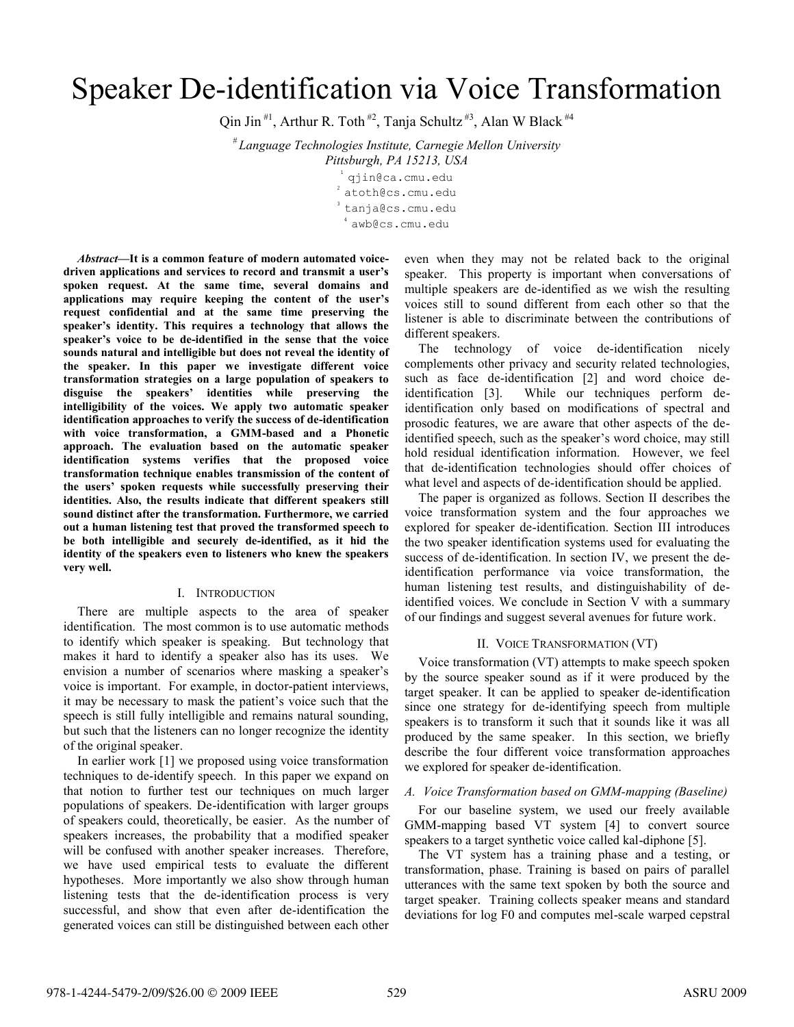# Speaker De-identification via Voice Transformation

Qin Jin [#1], Arthur R. Toth [#2], Tanja Schultz [#3], Alan W Black [#4]

[#] *Language Technologies Institute, Carnegie Mellon University*
*Pittsburgh, PA 15213, USA*

[1] qjin@ca.cmu.edu
[2] atoth@cs.cmu.edu
[3] tanja@cs.cmu.edu
[4] awb@cs.cmu.edu

***Abstract*—It is a common feature of modern automated voice-driven applications and services to record and transmit a user's spoken request. At the same time, several domains and applications may require keeping the content of the user's request confidential and at the same time preserving the speaker's identity. This requires a technology that allows the speaker's voice to be de-identified in the sense that the voice sounds natural and intelligible but does not reveal the identity of the speaker. In this paper we investigate different voice transformation strategies on a large population of speakers to disguise the speakers' identities while preserving the intelligibility of the voices. We apply two automatic speaker identification approaches to verify the success of de-identification with voice transformation, a GMM-based and a Phonetic approach. The evaluation based on the automatic speaker identification systems verifies that the proposed voice transformation technique enables transmission of the content of the users' spoken requests while successfully preserving their identities. Also, the results indicate that different speakers still sound distinct after the transformation. Furthermore, we carried out a human listening test that proved the transformed speech to be both intelligible and securely de-identified, as it hid the identity of the speakers even to listeners who knew the speakers very well.**

## I. Introduction

There are multiple aspects to the area of speaker identification. The most common is to use automatic methods to identify which speaker is speaking. But technology that makes it hard to identify a speaker also has its uses. We envision a number of scenarios where masking a speaker's voice is important. For example, in doctor-patient interviews, it may be necessary to mask the patient's voice such that the speech is still fully intelligible and remains natural sounding, but such that the listeners can no longer recognize the identity of the original speaker.

In earlier work [1] we proposed using voice transformation techniques to de-identify speech. In this paper we expand on that notion to further test our techniques on much larger populations of speakers. De-identification with larger groups of speakers could, theoretically, be easier. As the number of speakers increases, the probability that a modified speaker will be confused with another speaker increases. Therefore, we have used empirical tests to evaluate the different hypotheses. More importantly we also show through human listening tests that the de-identification process is very successful, and show that even after de-identification the generated voices can still be distinguished between each other even when they may not be related back to the original speaker. This property is important when conversations of multiple speakers are de-identified as we wish the resulting voices still to sound different from each other so that the listener is able to discriminate between the contributions of different speakers.

The technology of voice de-identification nicely complements other privacy and security related technologies, such as face de-identification [2] and word choice de-identification [3]. While our techniques perform de-identification only based on modifications of spectral and prosodic features, we are aware that other aspects of the de-identified speech, such as the speaker's word choice, may still hold residual identification information. However, we feel that de-identification technologies should offer choices of what level and aspects of de-identification should be applied.

The paper is organized as follows. Section II describes the voice transformation system and the four approaches we explored for speaker de-identification. Section III introduces the two speaker identification systems used for evaluating the success of de-identification. In section IV, we present the de-identification performance via voice transformation, the human listening test results, and distinguishability of de-identified voices. We conclude in Section V with a summary of our findings and suggest several avenues for future work.

## II. Voice Transformation (VT)

Voice transformation (VT) attempts to make speech spoken by the source speaker sound as if it were produced by the target speaker. It can be applied to speaker de-identification since one strategy for de-identifying speech from multiple speakers is to transform it such that it sounds like it was all produced by the same speaker. In this section, we briefly describe the four different voice transformation approaches we explored for speaker de-identification.

### *A. Voice Transformation based on GMM-mapping (Baseline)*

For our baseline system, we used our freely available GMM-mapping based VT system [4] to convert source speakers to a target synthetic voice called kal-diphone [5].

The VT system has a training phase and a testing, or transformation, phase. Training is based on pairs of parallel utterances with the same text spoken by both the source and target speaker. Training collects speaker means and standard deviations for log F0 and computes mel-scale warped cepstral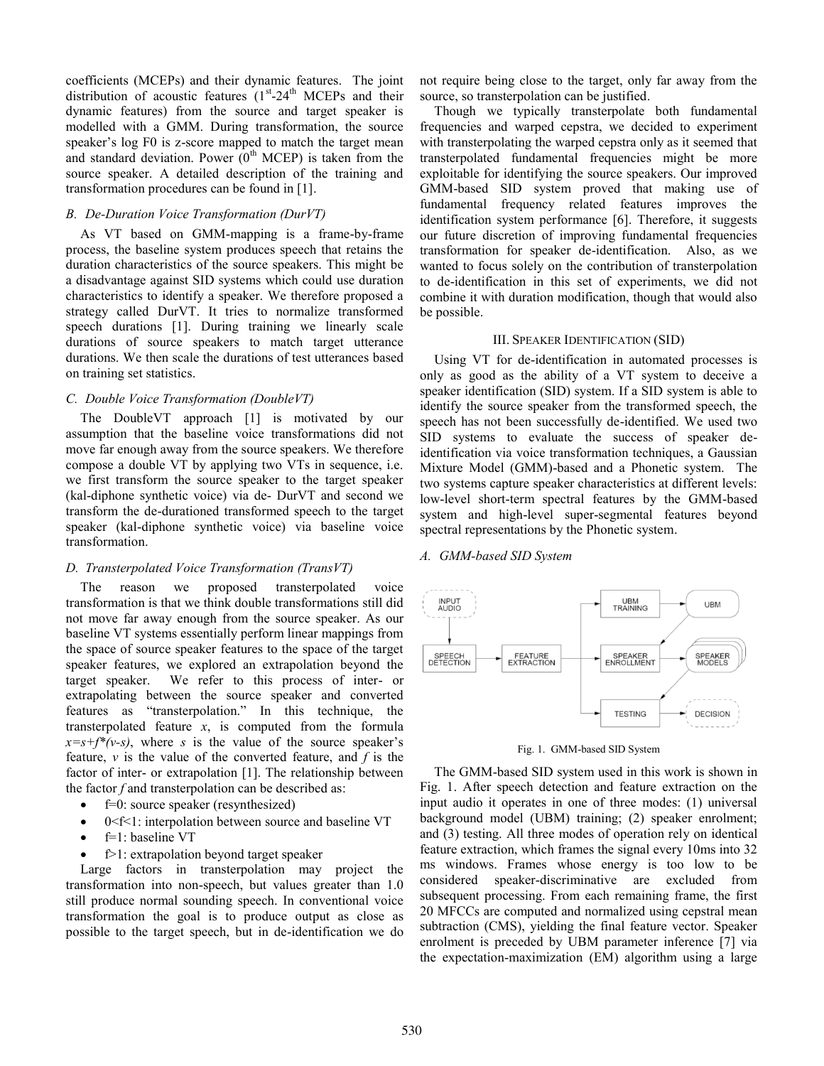coefficients (MCEPs) and their dynamic features. The joint distribution of acoustic features ($1^{st}$-$24^{th}$ MCEPs and their dynamic features) from the source and target speaker is modelled with a GMM. During transformation, the source speaker's log F0 is z-score mapped to match the target mean and standard deviation. Power ($0^{th}$ MCEP) is taken from the source speaker. A detailed description of the training and transformation procedures can be found in [1].

### *B. De-Duration Voice Transformation (DurVT)*

As VT based on GMM-mapping is a frame-by-frame process, the baseline system produces speech that retains the duration characteristics of the source speakers. This might be a disadvantage against SID systems which could use duration characteristics to identify a speaker. We therefore proposed a strategy called DurVT. It tries to normalize transformed speech durations [1]. During training we linearly scale durations of source speakers to match target utterance durations. We then scale the durations of test utterances based on training set statistics.

### *C. Double Voice Transformation (DoubleVT)*

The DoubleVT approach [1] is motivated by our assumption that the baseline voice transformations did not move far enough away from the source speakers. We therefore compose a double VT by applying two VTs in sequence, i.e. we first transform the source speaker to the target speaker (kal-diphone synthetic voice) via de- DurVT and second we transform the de-durationed transformed speech to the target speaker (kal-diphone synthetic voice) via baseline voice transformation.

### *D. Transterpolated Voice Transformation (TransVT)*

The reason we proposed transterpolated voice transformation is that we think double transformations still did not move far away enough from the source speaker. As our baseline VT systems essentially perform linear mappings from the space of source speaker features to the space of the target speaker features, we explored an extrapolation beyond the target speaker. We refer to this process of inter- or extrapolating between the source speaker and converted features as "transterpolation." In this technique, the transterpolated feature *x*, is computed from the formula $x=s+f*(v-s)$, where *s* is the value of the source speaker's feature, *v* is the value of the converted feature, and *f* is the factor of inter- or extrapolation [1]. The relationship between the factor *f* and transterpolation can be described as:

- f=0: source speaker (resynthesized)
- 0<f<1: interpolation between source and baseline VT
- f=1: baseline VT
- f>1: extrapolation beyond target speaker

Large factors in transterpolation may project the transformation into non-speech, but values greater than 1.0 still produce normal sounding speech. In conventional voice transformation the goal is to produce output as close as possible to the target speech, but in de-identification we do not require being close to the target, only far away from the source, so transterpolation can be justified.

Though we typically transterpolate both fundamental frequencies and warped cepstra, we decided to experiment with transterpolating the warped cepstra only as it seemed that transterpolated fundamental frequencies might be more exploitable for identifying the source speakers. Our improved GMM-based SID system proved that making use of fundamental frequency related features improves the identification system performance [6]. Therefore, it suggests our future discretion of improving fundamental frequencies transformation for speaker de-identification. Also, as we wanted to focus solely on the contribution of transterpolation to de-identification in this set of experiments, we did not combine it with duration modification, though that would also be possible.

## III. Speaker Identification (SID)

Using VT for de-identification in automated processes is only as good as the ability of a VT system to deceive a speaker identification (SID) system. If a SID system is able to identify the source speaker from the transformed speech, the speech has not been successfully de-identified. We used two SID systems to evaluate the success of speaker de-identification via voice transformation techniques, a Gaussian Mixture Model (GMM)-based and a Phonetic system. The two systems capture speaker characteristics at different levels: low-level short-term spectral features by the GMM-based system and high-level super-segmental features beyond spectral representations by the Phonetic system.

### *A. GMM-based SID System*

Fig. 1. GMM-based SID System

The GMM-based SID system used in this work is shown in Fig. 1. After speech detection and feature extraction on the input audio it operates in one of three modes: (1) universal background model (UBM) training; (2) speaker enrolment; and (3) testing. All three modes of operation rely on identical feature extraction, which frames the signal every 10ms into 32 ms windows. Frames whose energy is too low to be considered speaker-discriminative are excluded from subsequent processing. From each remaining frame, the first 20 MFCCs are computed and normalized using cepstral mean subtraction (CMS), yielding the final feature vector. Speaker enrolment is preceded by UBM parameter inference [7] via the expectation-maximization (EM) algorithm using a large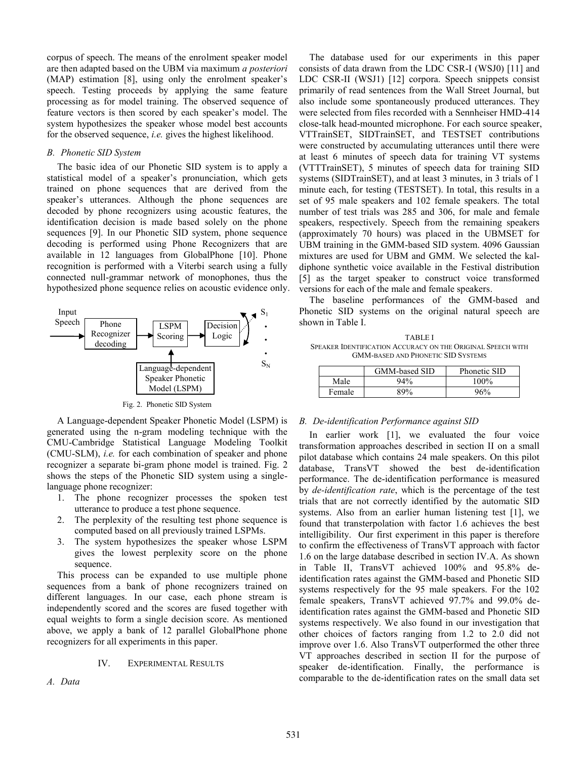corpus of speech. The means of the enrolment speaker model are then adapted based on the UBM via maximum *a posteriori* (MAP) estimation [8], using only the enrolment speaker's speech. Testing proceeds by applying the same feature processing as for model training. The observed sequence of feature vectors is then scored by each speaker's model. The system hypothesizes the speaker whose model best accounts for the observed sequence, *i.e.* gives the highest likelihood.

### *B. Phonetic SID System*

The basic idea of our Phonetic SID system is to apply a statistical model of a speaker's pronunciation, which gets trained on phone sequences that are derived from the speaker's utterances. Although the phone sequences are decoded by phone recognizers using acoustic features, the identification decision is made based solely on the phone sequences [9]. In our Phonetic SID system, phone sequence decoding is performed using Phone Recognizers that are available in 12 languages from GlobalPhone [10]. Phone recognition is performed with a Viterbi search using a fully connected null-grammar network of monophones, thus the hypothesized phone sequence relies on acoustic evidence only.

Input Speech → Phone Recognizer decoding → LSPM Scoring → Decision Logic → $S_1$ … $S_N$; Language-dependent Speaker Phonetic Model (LSPM) → LSPM Scoring

Fig. 2. Phonetic SID System

A Language-dependent Speaker Phonetic Model (LSPM) is generated using the n-gram modeling technique with the CMU-Cambridge Statistical Language Modeling Toolkit (CMU-SLM), *i.e.* for each combination of speaker and phone recognizer a separate bi-gram phone model is trained. Fig. 2 shows the steps of the Phonetic SID system using a single-language phone recognizer:

1. The phone recognizer processes the spoken test utterance to produce a test phone sequence.
2. The perplexity of the resulting test phone sequence is computed based on all previously trained LSPMs.
3. The system hypothesizes the speaker whose LSPM gives the lowest perplexity score on the phone sequence.

This process can be expanded to use multiple phone sequences from a bank of phone recognizers trained on different languages. In our case, each phone stream is independently scored and the scores are fused together with equal weights to form a single decision score. As mentioned above, we apply a bank of 12 parallel GlobalPhone phone recognizers for all experiments in this paper.

## IV. Experimental Results

### *A. Data*

The database used for our experiments in this paper consists of data drawn from the LDC CSR-I (WSJ0) [11] and LDC CSR-II (WSJ1) [12] corpora. Speech snippets consist primarily of read sentences from the Wall Street Journal, but also include some spontaneously produced utterances. They were selected from files recorded with a Sennheiser HMD-414 close-talk head-mounted microphone. For each source speaker, VTTrainSET, SIDTrainSET, and TESTSET contributions were constructed by accumulating utterances until there were at least 6 minutes of speech data for training VT systems (VTTTrainSET), 5 minutes of speech data for training SID systems (SIDTrainSET), and at least 3 minutes, in 3 trials of 1 minute each, for testing (TESTSET). In total, this results in a set of 95 male speakers and 102 female speakers. The total number of test trials was 285 and 306, for male and female speakers, respectively. Speech from the remaining speakers (approximately 70 hours) was placed in the UBMSET for UBM training in the GMM-based SID system. 4096 Gaussian mixtures are used for UBM and GMM. We selected the kal-diphone synthetic voice available in the Festival distribution [5] as the target speaker to construct voice transformed versions for each of the male and female speakers.

The baseline performances of the GMM-based and Phonetic SID systems on the original natural speech are shown in Table I.

TABLE I
Speaker Identification Accuracy on the Original Speech with GMM-based and Phonetic SID Systems

| | GMM-based SID | Phonetic SID |
|---|---|---|
| Male | 94% | 100% |
| Female | 89% | 96% |

### *B. De-identification Performance against SID*

In earlier work [1], we evaluated the four voice transformation approaches described in section II on a small pilot database which contains 24 male speakers. On this pilot database, TransVT showed the best de-identification performance. The de-identification performance is measured by *de-identification rate*, which is the percentage of the test trials that are not correctly identified by the automatic SID systems. Also from an earlier human listening test [1], we found that transterpolation with factor 1.6 achieves the best intelligibility. Our first experiment in this paper is therefore to confirm the effectiveness of TransVT approach with factor 1.6 on the large database described in section IV.A. As shown in Table II, TransVT achieved 100% and 95.8% de-identification rates against the GMM-based and Phonetic SID systems respectively for the 95 male speakers. For the 102 female speakers, TransVT achieved 97.7% and 99.0% de-identification rates against the GMM-based and Phonetic SID systems respectively. We also found in our investigation that other choices of factors ranging from 1.2 to 2.0 did not improve over 1.6. Also TransVT outperformed the other three VT approaches described in section II for the purpose of speaker de-identification. Finally, the performance is comparable to the de-identification rates on the small data set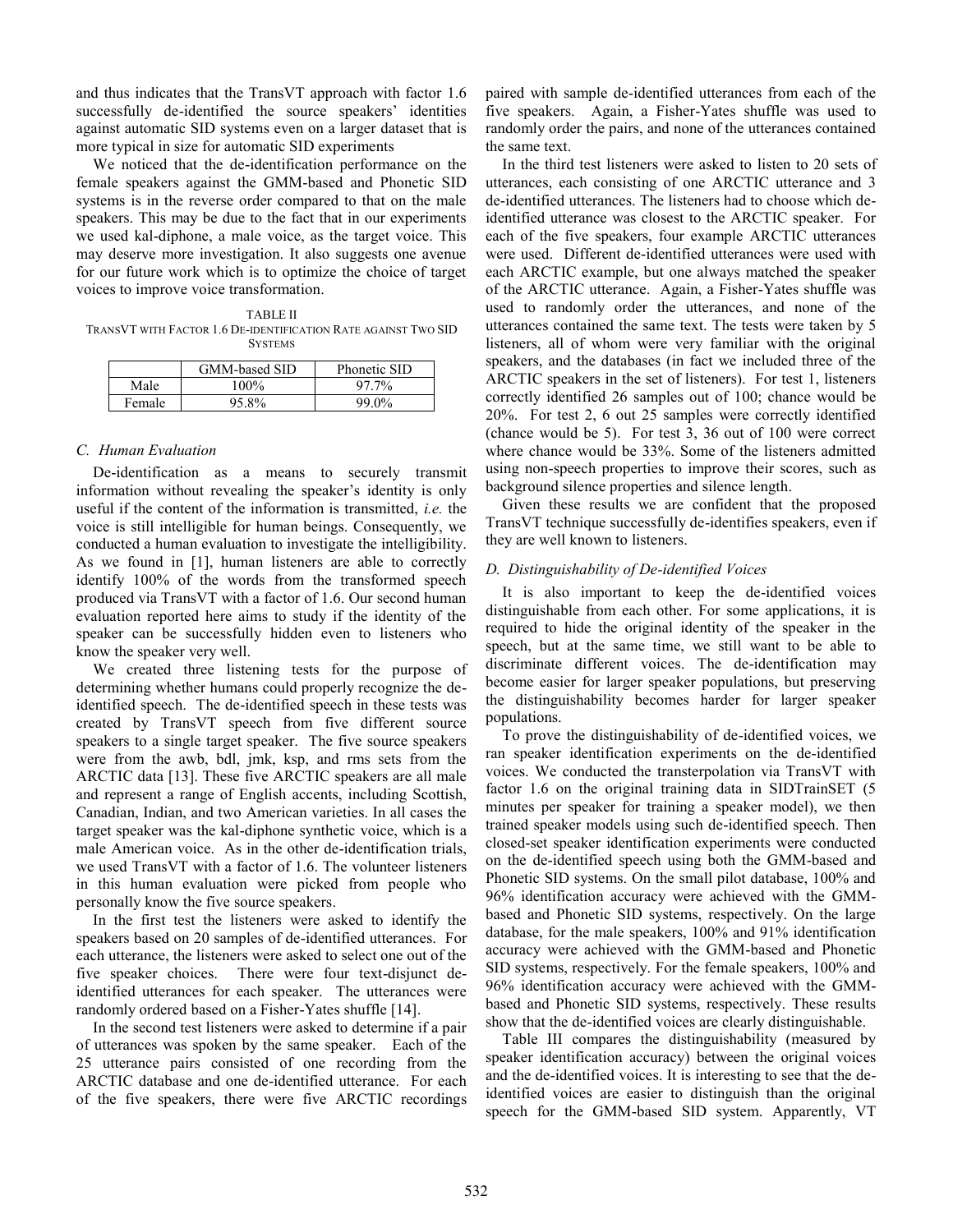and thus indicates that the TransVT approach with factor 1.6 successfully de-identified the source speakers' identities against automatic SID systems even on a larger dataset that is more typical in size for automatic SID experiments

We noticed that the de-identification performance on the female speakers against the GMM-based and Phonetic SID systems is in the reverse order compared to that on the male speakers. This may be due to the fact that in our experiments we used kal-diphone, a male voice, as the target voice. This may deserve more investigation. It also suggests one avenue for our future work which is to optimize the choice of target voices to improve voice transformation.

TABLE II
TRANSVT WITH FACTOR 1.6 DE-IDENTIFICATION RATE AGAINST TWO SID SYSTEMS

| | GMM-based SID | Phonetic SID |
|---|---|---|
| Male | 100% | 97.7% |
| Female | 95.8% | 99.0% |

### C. Human Evaluation

De-identification as a means to securely transmit information without revealing the speaker's identity is only useful if the content of the information is transmitted, *i.e.* the voice is still intelligible for human beings. Consequently, we conducted a human evaluation to investigate the intelligibility. As we found in [1], human listeners are able to correctly identify 100% of the words from the transformed speech produced via TransVT with a factor of 1.6. Our second human evaluation reported here aims to study if the identity of the speaker can be successfully hidden even to listeners who know the speaker very well.

We created three listening tests for the purpose of determining whether humans could properly recognize the de-identified speech. The de-identified speech in these tests was created by TransVT speech from five different source speakers to a single target speaker. The five source speakers were from the awb, bdl, jmk, ksp, and rms sets from the ARCTIC data [13]. These five ARCTIC speakers are all male and represent a range of English accents, including Scottish, Canadian, Indian, and two American varieties. In all cases the target speaker was the kal-diphone synthetic voice, which is a male American voice. As in the other de-identification trials, we used TransVT with a factor of 1.6. The volunteer listeners in this human evaluation were picked from people who personally know the five source speakers.

In the first test the listeners were asked to identify the speakers based on 20 samples of de-identified utterances. For each utterance, the listeners were asked to select one out of the five speaker choices. There were four text-disjunct de-identified utterances for each speaker. The utterances were randomly ordered based on a Fisher-Yates shuffle [14].

In the second test listeners were asked to determine if a pair of utterances was spoken by the same speaker. Each of the 25 utterance pairs consisted of one recording from the ARCTIC database and one de-identified utterance. For each of the five speakers, there were five ARCTIC recordings paired with sample de-identified utterances from each of the five speakers. Again, a Fisher-Yates shuffle was used to randomly order the pairs, and none of the utterances contained the same text.

In the third test listeners were asked to listen to 20 sets of utterances, each consisting of one ARCTIC utterance and 3 de-identified utterances. The listeners had to choose which de-identified utterance was closest to the ARCTIC speaker. For each of the five speakers, four example ARCTIC utterances were used. Different de-identified utterances were used with each ARCTIC example, but one always matched the speaker of the ARCTIC utterance. Again, a Fisher-Yates shuffle was used to randomly order the utterances, and none of the utterances contained the same text. The tests were taken by 5 listeners, all of whom were very familiar with the original speakers, and the databases (in fact we included three of the ARCTIC speakers in the set of listeners). For test 1, listeners correctly identified 26 samples out of 100; chance would be 20%. For test 2, 6 out 25 samples were correctly identified (chance would be 5). For test 3, 36 out of 100 were correct where chance would be 33%. Some of the listeners admitted using non-speech properties to improve their scores, such as background silence properties and silence length.

Given these results we are confident that the proposed TransVT technique successfully de-identifies speakers, even if they are well known to listeners.

### D. Distinguishability of De-identified Voices

It is also important to keep the de-identified voices distinguishable from each other. For some applications, it is required to hide the original identity of the speaker in the speech, but at the same time, we still want to be able to discriminate different voices. The de-identification may become easier for larger speaker populations, but preserving the distinguishability becomes harder for larger speaker populations.

To prove the distinguishability of de-identified voices, we ran speaker identification experiments on the de-identified voices. We conducted the transterpolation via TransVT with factor 1.6 on the original training data in SIDTrainSET (5 minutes per speaker for training a speaker model), we then trained speaker models using such de-identified speech. Then closed-set speaker identification experiments were conducted on the de-identified speech using both the GMM-based and Phonetic SID systems. On the small pilot database, 100% and 96% identification accuracy were achieved with the GMM-based and Phonetic SID systems, respectively. On the large database, for the male speakers, 100% and 91% identification accuracy were achieved with the GMM-based and Phonetic SID systems, respectively. For the female speakers, 100% and 96% identification accuracy were achieved with the GMM-based and Phonetic SID systems, respectively. These results show that the de-identified voices are clearly distinguishable.

Table III compares the distinguishability (measured by speaker identification accuracy) between the original voices and the de-identified voices. It is interesting to see that the de-identified voices are easier to distinguish than the original speech for the GMM-based SID system. Apparently, VT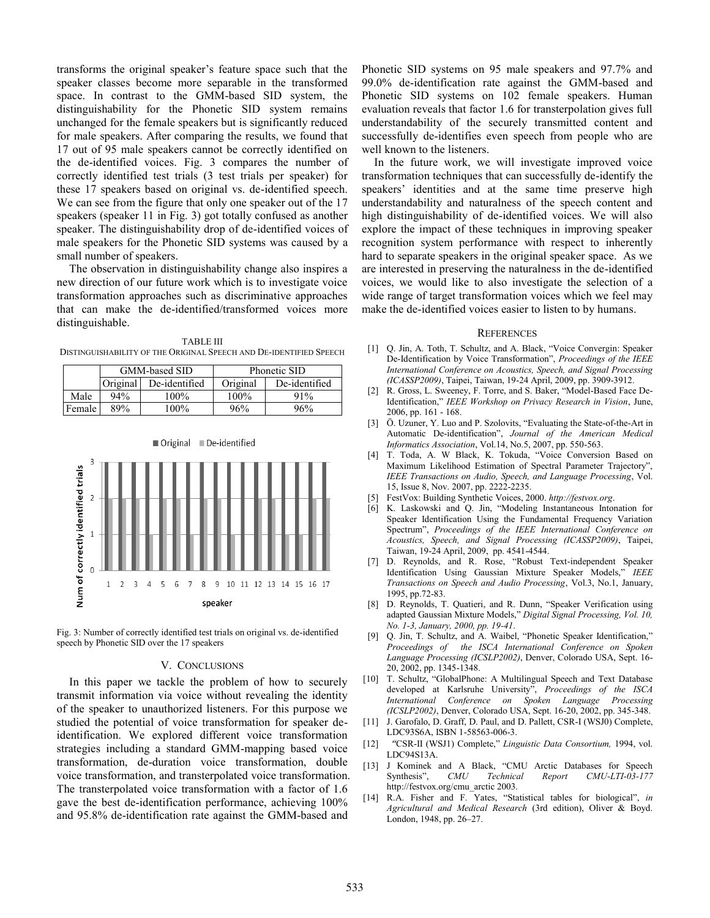transforms the original speaker's feature space such that the speaker classes become more separable in the transformed space. In contrast to the GMM-based SID system, the distinguishability for the Phonetic SID system remains unchanged for the female speakers but is significantly reduced for male speakers. After comparing the results, we found that 17 out of 95 male speakers cannot be correctly identified on the de-identified voices. Fig. 3 compares the number of correctly identified test trials (3 test trials per speaker) for these 17 speakers based on original vs. de-identified speech. We can see from the figure that only one speaker out of the 17 speakers (speaker 11 in Fig. 3) got totally confused as another speaker. The distinguishability drop of de-identified voices of male speakers for the Phonetic SID systems was caused by a small number of speakers.

The observation in distinguishability change also inspires a new direction of our future work which is to investigate voice transformation approaches such as discriminative approaches that can make the de-identified/transformed voices more distinguishable.

TABLE III
DISTINGUISHABILITY OF THE ORIGINAL SPEECH AND DE-IDENTIFIED SPEECH

| | GMM-based SID | | Phonetic SID | |
|---|---|---|---|---|
| | Original | De-identified | Original | De-identified |
| Male | 94% | 100% | 100% | 91% |
| Female | 89% | 100% | 96% | 96% |

Original De-identified

Num of correctly identified trials

3
2
1
0

1 2 3 4 5 6 7 8 9 10 11 12 13 14 15 16 17

speaker

Fig. 3: Number of correctly identified test trials on original vs. de-identified speech by Phonetic SID over the 17 speakers

## V. CONCLUSIONS

In this paper we tackle the problem of how to securely transmit information via voice without revealing the identity of the speaker to unauthorized listeners. For this purpose we studied the potential of voice transformation for speaker de-identification. We explored different voice transformation strategies including a standard GMM-mapping based voice transformation, de-duration voice transformation, double voice transformation, and transterpolated voice transformation. The transterpolated voice transformation with a factor of 1.6 gave the best de-identification performance, achieving 100% and 95.8% de-identification rate against the GMM-based and Phonetic SID systems on 95 male speakers and 97.7% and 99.0% de-identification rate against the GMM-based and Phonetic SID systems on 102 female speakers. Human evaluation reveals that factor 1.6 for transterpolation gives full understandability of the securely transmitted content and successfully de-identifies even speech from people who are well known to the listeners.

In the future work, we will investigate improved voice transformation techniques that can successfully de-identify the speakers' identities and at the same time preserve high understandability and naturalness of the speech content and high distinguishability of de-identified voices. We will also explore the impact of these techniques in improving speaker recognition system performance with respect to inherently hard to separate speakers in the original speaker space. As we are interested in preserving the naturalness in the de-identified voices, we would like to also investigate the selection of a wide range of target transformation voices which we feel may make the de-identified voices easier to listen to by humans.

## REFERENCES

[1] Q. Jin, A. Toth, T. Schultz, and A. Black, "Voice Convergin: Speaker De-Identification by Voice Transformation", *Proceedings of the IEEE International Conference on Acoustics, Speech, and Signal Processing (ICASSP2009)*, Taipei, Taiwan, 19-24 April, 2009, pp. 3909-3912.

[2] R. Gross, L. Sweeney, F. Torre, and S. Baker, "Model-Based Face De-Identification," *IEEE Workshop on Privacy Research in Vision*, June, 2006, pp. 161 - 168.

[3] Ö. Uzuner, Y. Luo and P. Szolovits, "Evaluating the State-of-the-Art in Automatic De-identification", *Journal of the American Medical Informatics Association*, Vol.14, No.5, 2007, pp. 550-563.

[4] T. Toda, A. W Black, K. Tokuda, "Voice Conversion Based on Maximum Likelihood Estimation of Spectral Parameter Trajectory", *IEEE Transactions on Audio, Speech, and Language Processing*, Vol. 15, Issue 8, Nov. 2007, pp. 2222-2235.

[5] FestVox: Building Synthetic Voices, 2000. *http://festvox.org*.

[6] K. Laskowski and Q. Jin, "Modeling Instantaneous Intonation for Speaker Identification Using the Fundamental Frequency Variation Spectrum", *Proceedings of the IEEE International Conference on Acoustics, Speech, and Signal Processing (ICASSP2009)*, Taipei, Taiwan, 19-24 April, 2009, pp. 4541-4544.

[7] D. Reynolds, and R. Rose, "Robust Text-independent Speaker Identification Using Gaussian Mixture Speaker Models," *IEEE Transactions on Speech and Audio Processing*, Vol.3, No.1, January, 1995, pp.72-83.

[8] D. Reynolds, T. Quatieri, and R. Dunn, "Speaker Verification using adapted Gaussian Mixture Models," *Digital Signal Processing, Vol. 10, No. 1-3, January, 2000, pp. 19-41*.

[9] Q. Jin, T. Schultz, and A. Waibel, "Phonetic Speaker Identification," *Proceedings of the ISCA International Conference on Spoken Language Processing (ICSLP2002)*, Denver, Colorado USA, Sept. 16-20, 2002, pp. 1345-1348.

[10] T. Schultz, "GlobalPhone: A Multilingual Speech and Text Database developed at Karlsruhe University", *Proceedings of the ISCA International Conference on Spoken Language Processing (ICSLP2002)*, Denver, Colorado USA, Sept. 16-20, 2002, pp. 345-348.

[11] J. Garofalo, D. Graff, D. Paul, and D. Pallett, CSR-I (WSJ0) Complete, LDC93S6A, ISBN 1-58563-006-3.

[12] "CSR-II (WSJ1) Complete," *Linguistic Data Consortium,* 1994, vol. LDC94S13A.

[13] J Kominek and A Black, "CMU Arctic Databases for Speech Synthesis", *CMU Technical Report CMU-LTI-03-177* http://festvox.org/cmu_arctic 2003.

[14] R.A. Fisher and F. Yates, "Statistical tables for biological", *in Agricultural and Medical Research* (3rd edition), Oliver & Boyd. London, 1948, pp. 26–27.